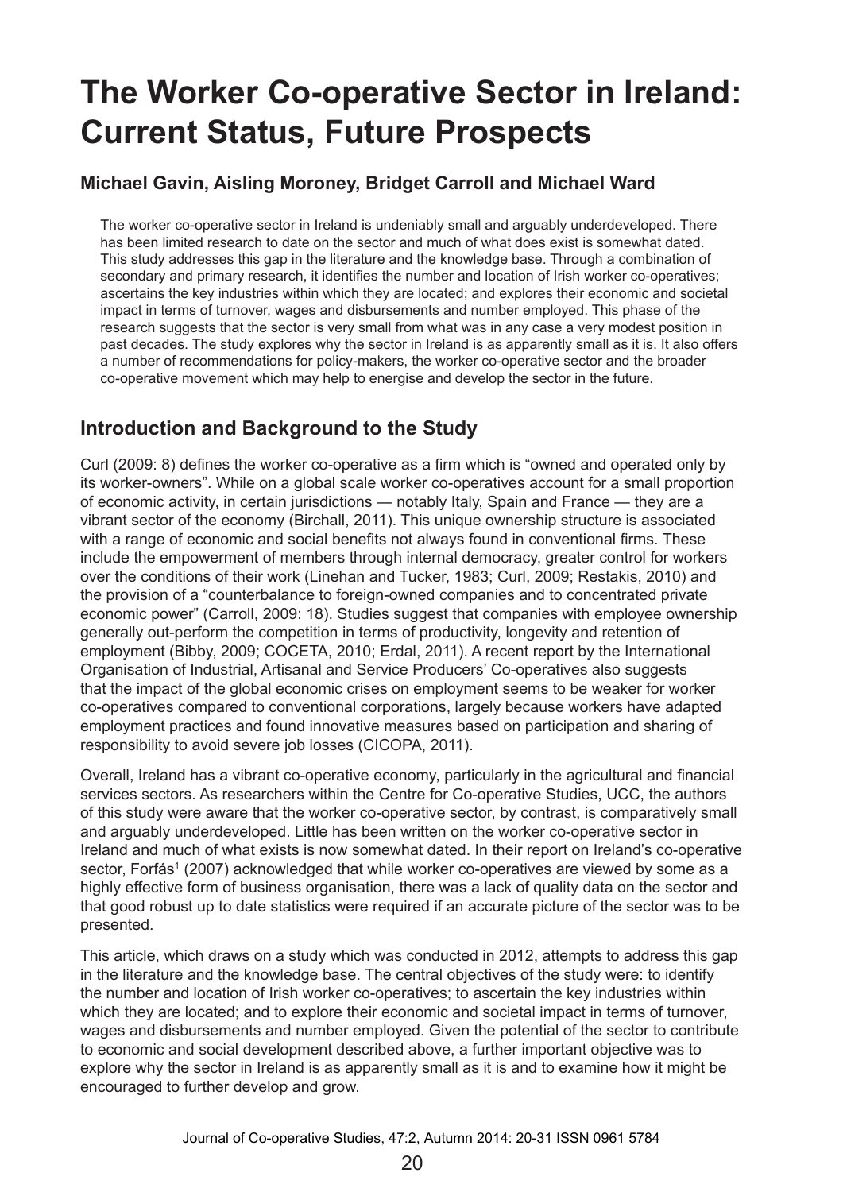# The Worker Co-operative Sector in Ireland: Current Status, Future Prospects

### Michael Gavin, Aisling Moroney, Bridget Carroll and Michael Ward

The worker co-operative sector in Ireland is undeniably small and arguably underdeveloped. There has been limited research to date on the sector and much of what does exist is somewhat dated. This study addresses this gap in the literature and the knowledge base. Through a combination of secondary and primary research, it identifies the number and location of Irish worker co-operatives; ascertains the key industries within which they are located; and explores their economic and societal impact in terms of turnover, wages and disbursements and number employed. This phase of the research suggests that the sector is very small from what was in any case a very modest position in past decades. The study explores why the sector in Ireland is as apparently small as it is. It also offers a number of recommendations for policy-makers, the worker co-operative sector and the broader co-operative movement which may help to energise and develop the sector in the future.

## Introduction and Background to the Study

Curl (2009: 8) defines the worker co-operative as a firm which is "owned and operated only by its worker-owners". While on a global scale worker co-operatives account for a small proportion of economic activity, in certain jurisdictions — notably Italy, Spain and France — they are a vibrant sector of the economy (Birchall, 2011). This unique ownership structure is associated with a range of economic and social benefits not always found in conventional firms. These include the empowerment of members through internal democracy, greater control for workers over the conditions of their work (Linehan and Tucker, 1983; Curl, 2009; Restakis, 2010) and the provision of a "counterbalance to foreign-owned companies and to concentrated private economic power" (Carroll, 2009: 18). Studies suggest that companies with employee ownership generally out-perform the competition in terms of productivity, longevity and retention of employment (Bibby, 2009; COCETA, 2010; Erdal, 2011). A recent report by the International Organisation of Industrial, Artisanal and Service Producers' Co-operatives also suggests that the impact of the global economic crises on employment seems to be weaker for worker co-operatives compared to conventional corporations, largely because workers have adapted employment practices and found innovative measures based on participation and sharing of responsibility to avoid severe job losses (CICOPA, 2011).

Overall, Ireland has a vibrant co-operative economy, particularly in the agricultural and financial services sectors. As researchers within the Centre for Co-operative Studies, UCC, the authors of this study were aware that the worker co-operative sector, by contrast, is comparatively small and arguably underdeveloped. Little has been written on the worker co-operative sector in Ireland and much of what exists is now somewhat dated. In their report on Ireland's co-operative sector, Forfás[1] (2007) acknowledged that while worker co-operatives are viewed by some as a highly effective form of business organisation, there was a lack of quality data on the sector and that good robust up to date statistics were required if an accurate picture of the sector was to be presented.

This article, which draws on a study which was conducted in 2012, attempts to address this gap in the literature and the knowledge base. The central objectives of the study were: to identify the number and location of Irish worker co-operatives; to ascertain the key industries within which they are located; and to explore their economic and societal impact in terms of turnover, wages and disbursements and number employed. Given the potential of the sector to contribute to economic and social development described above, a further important objective was to explore why the sector in Ireland is as apparently small as it is and to examine how it might be encouraged to further develop and grow.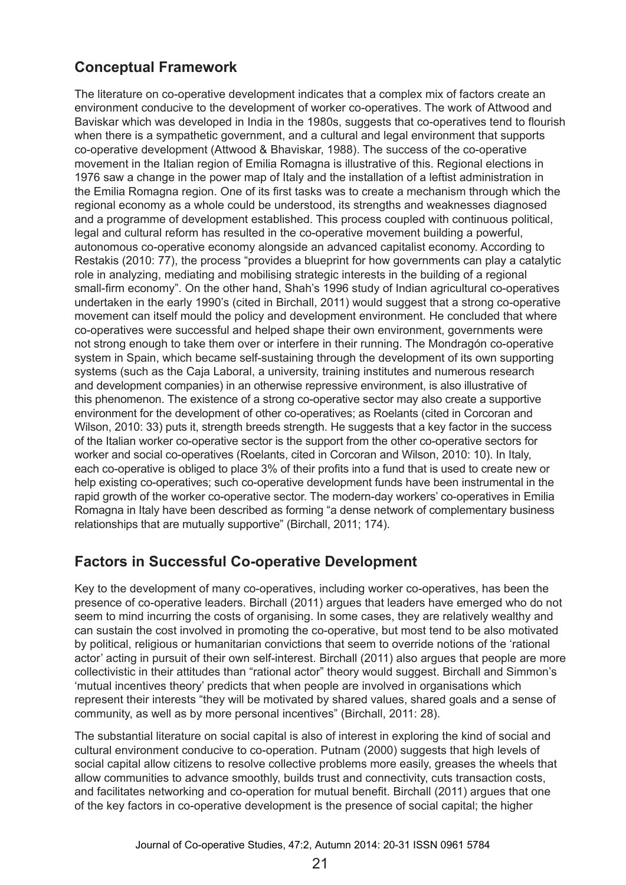## Conceptual Framework

The literature on co-operative development indicates that a complex mix of factors create an environment conducive to the development of worker co-operatives. The work of Attwood and Baviskar which was developed in India in the 1980s, suggests that co-operatives tend to flourish when there is a sympathetic government, and a cultural and legal environment that supports co-operative development (Attwood & Bhaviskar, 1988). The success of the co-operative movement in the Italian region of Emilia Romagna is illustrative of this. Regional elections in 1976 saw a change in the power map of Italy and the installation of a leftist administration in the Emilia Romagna region. One of its first tasks was to create a mechanism through which the regional economy as a whole could be understood, its strengths and weaknesses diagnosed and a programme of development established. This process coupled with continuous political, legal and cultural reform has resulted in the co-operative movement building a powerful, autonomous co-operative economy alongside an advanced capitalist economy. According to Restakis (2010: 77), the process "provides a blueprint for how governments can play a catalytic role in analyzing, mediating and mobilising strategic interests in the building of a regional small-firm economy". On the other hand, Shah's 1996 study of Indian agricultural co-operatives undertaken in the early 1990's (cited in Birchall, 2011) would suggest that a strong co-operative movement can itself mould the policy and development environment. He concluded that where co-operatives were successful and helped shape their own environment, governments were not strong enough to take them over or interfere in their running. The Mondragón co-operative system in Spain, which became self-sustaining through the development of its own supporting systems (such as the Caja Laboral, a university, training institutes and numerous research and development companies) in an otherwise repressive environment, is also illustrative of this phenomenon. The existence of a strong co-operative sector may also create a supportive environment for the development of other co-operatives; as Roelants (cited in Corcoran and Wilson, 2010: 33) puts it, strength breeds strength. He suggests that a key factor in the success of the Italian worker co-operative sector is the support from the other co-operative sectors for worker and social co-operatives (Roelants, cited in Corcoran and Wilson, 2010: 10). In Italy, each co-operative is obliged to place 3% of their profits into a fund that is used to create new or help existing co-operatives; such co-operative development funds have been instrumental in the rapid growth of the worker co-operative sector. The modern-day workers' co-operatives in Emilia Romagna in Italy have been described as forming "a dense network of complementary business relationships that are mutually supportive" (Birchall, 2011; 174).

## Factors in Successful Co-operative Development

Key to the development of many co-operatives, including worker co-operatives, has been the presence of co-operative leaders. Birchall (2011) argues that leaders have emerged who do not seem to mind incurring the costs of organising. In some cases, they are relatively wealthy and can sustain the cost involved in promoting the co-operative, but most tend to be also motivated by political, religious or humanitarian convictions that seem to override notions of the 'rational actor' acting in pursuit of their own self-interest. Birchall (2011) also argues that people are more collectivistic in their attitudes than "rational actor" theory would suggest. Birchall and Simmon's 'mutual incentives theory' predicts that when people are involved in organisations which represent their interests "they will be motivated by shared values, shared goals and a sense of community, as well as by more personal incentives" (Birchall, 2011: 28).

The substantial literature on social capital is also of interest in exploring the kind of social and cultural environment conducive to co-operation. Putnam (2000) suggests that high levels of social capital allow citizens to resolve collective problems more easily, greases the wheels that allow communities to advance smoothly, builds trust and connectivity, cuts transaction costs, and facilitates networking and co-operation for mutual benefit. Birchall (2011) argues that one of the key factors in co-operative development is the presence of social capital; the higher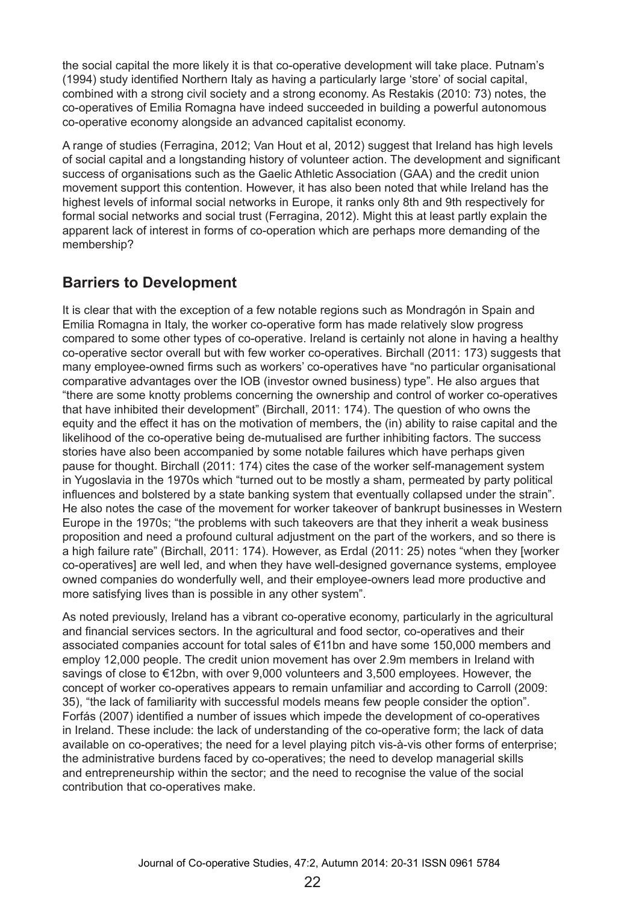the social capital the more likely it is that co-operative development will take place. Putnam's (1994) study identified Northern Italy as having a particularly large 'store' of social capital, combined with a strong civil society and a strong economy. As Restakis (2010: 73) notes, the co-operatives of Emilia Romagna have indeed succeeded in building a powerful autonomous co-operative economy alongside an advanced capitalist economy.

A range of studies (Ferragina, 2012; Van Hout et al, 2012) suggest that Ireland has high levels of social capital and a longstanding history of volunteer action. The development and significant success of organisations such as the Gaelic Athletic Association (GAA) and the credit union movement support this contention. However, it has also been noted that while Ireland has the highest levels of informal social networks in Europe, it ranks only 8th and 9th respectively for formal social networks and social trust (Ferragina, 2012). Might this at least partly explain the apparent lack of interest in forms of co-operation which are perhaps more demanding of the membership?

## Barriers to Development

It is clear that with the exception of a few notable regions such as Mondragón in Spain and Emilia Romagna in Italy, the worker co-operative form has made relatively slow progress compared to some other types of co-operative. Ireland is certainly not alone in having a healthy co-operative sector overall but with few worker co-operatives. Birchall (2011: 173) suggests that many employee-owned firms such as workers' co-operatives have "no particular organisational comparative advantages over the IOB (investor owned business) type". He also argues that "there are some knotty problems concerning the ownership and control of worker co-operatives that have inhibited their development" (Birchall, 2011: 174). The question of who owns the equity and the effect it has on the motivation of members, the (in) ability to raise capital and the likelihood of the co-operative being de-mutualised are further inhibiting factors. The success stories have also been accompanied by some notable failures which have perhaps given pause for thought. Birchall (2011: 174) cites the case of the worker self-management system in Yugoslavia in the 1970s which "turned out to be mostly a sham, permeated by party political influences and bolstered by a state banking system that eventually collapsed under the strain". He also notes the case of the movement for worker takeover of bankrupt businesses in Western Europe in the 1970s; "the problems with such takeovers are that they inherit a weak business proposition and need a profound cultural adjustment on the part of the workers, and so there is a high failure rate" (Birchall, 2011: 174). However, as Erdal (2011: 25) notes "when they [worker co-operatives] are well led, and when they have well-designed governance systems, employee owned companies do wonderfully well, and their employee-owners lead more productive and more satisfying lives than is possible in any other system".

As noted previously, Ireland has a vibrant co-operative economy, particularly in the agricultural and financial services sectors. In the agricultural and food sector, co-operatives and their associated companies account for total sales of €11bn and have some 150,000 members and employ 12,000 people. The credit union movement has over 2.9m members in Ireland with savings of close to €12bn, with over 9,000 volunteers and 3,500 employees. However, the concept of worker co-operatives appears to remain unfamiliar and according to Carroll (2009: 35), "the lack of familiarity with successful models means few people consider the option". Forfás (2007) identified a number of issues which impede the development of co-operatives in Ireland. These include: the lack of understanding of the co-operative form; the lack of data available on co-operatives; the need for a level playing pitch vis-à-vis other forms of enterprise; the administrative burdens faced by co-operatives; the need to develop managerial skills and entrepreneurship within the sector; and the need to recognise the value of the social contribution that co-operatives make.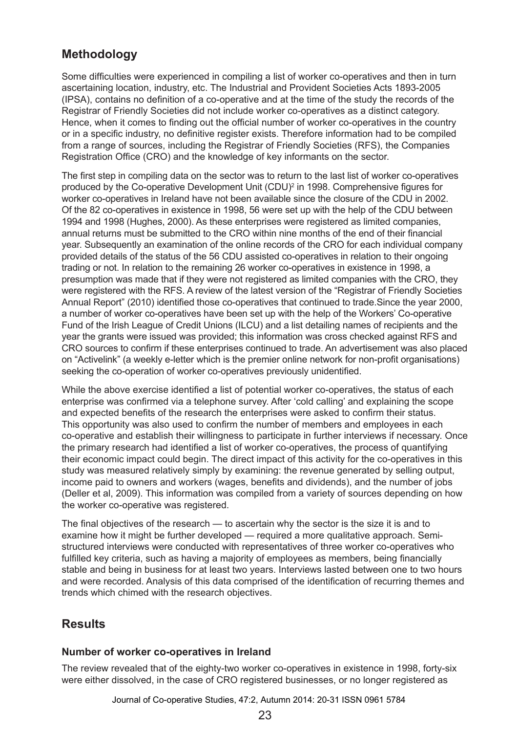## Methodology

Some difficulties were experienced in compiling a list of worker co-operatives and then in turn ascertaining location, industry, etc. The Industrial and Provident Societies Acts 1893-2005 (IPSA), contains no definition of a co-operative and at the time of the study the records of the Registrar of Friendly Societies did not include worker co-operatives as a distinct category. Hence, when it comes to finding out the official number of worker co-operatives in the country or in a specific industry, no definitive register exists. Therefore information had to be compiled from a range of sources, including the Registrar of Friendly Societies (RFS), the Companies Registration Office (CRO) and the knowledge of key informants on the sector.

The first step in compiling data on the sector was to return to the last list of worker co-operatives produced by the Co-operative Development Unit (CDU)[2] in 1998. Comprehensive figures for worker co-operatives in Ireland have not been available since the closure of the CDU in 2002. Of the 82 co-operatives in existence in 1998, 56 were set up with the help of the CDU between 1994 and 1998 (Hughes, 2000). As these enterprises were registered as limited companies, annual returns must be submitted to the CRO within nine months of the end of their financial year. Subsequently an examination of the online records of the CRO for each individual company provided details of the status of the 56 CDU assisted co-operatives in relation to their ongoing trading or not. In relation to the remaining 26 worker co-operatives in existence in 1998, a presumption was made that if they were not registered as limited companies with the CRO, they were registered with the RFS. A review of the latest version of the "Registrar of Friendly Societies Annual Report" (2010) identified those co-operatives that continued to trade.Since the year 2000, a number of worker co-operatives have been set up with the help of the Workers' Co-operative Fund of the Irish League of Credit Unions (ILCU) and a list detailing names of recipients and the year the grants were issued was provided; this information was cross checked against RFS and CRO sources to confirm if these enterprises continued to trade. An advertisement was also placed on "Activelink" (a weekly e-letter which is the premier online network for non-profit organisations) seeking the co-operation of worker co-operatives previously unidentified.

While the above exercise identified a list of potential worker co-operatives, the status of each enterprise was confirmed via a telephone survey. After 'cold calling' and explaining the scope and expected benefits of the research the enterprises were asked to confirm their status. This opportunity was also used to confirm the number of members and employees in each co-operative and establish their willingness to participate in further interviews if necessary. Once the primary research had identified a list of worker co-operatives, the process of quantifying their economic impact could begin. The direct impact of this activity for the co-operatives in this study was measured relatively simply by examining: the revenue generated by selling output, income paid to owners and workers (wages, benefits and dividends), and the number of jobs (Deller et al, 2009). This information was compiled from a variety of sources depending on how the worker co-operative was registered.

The final objectives of the research — to ascertain why the sector is the size it is and to examine how it might be further developed — required a more qualitative approach. Semi-structured interviews were conducted with representatives of three worker co-operatives who fulfilled key criteria, such as having a majority of employees as members, being financially stable and being in business for at least two years. Interviews lasted between one to two hours and were recorded. Analysis of this data comprised of the identification of recurring themes and trends which chimed with the research objectives.

## Results

### Number of worker co-operatives in Ireland

The review revealed that of the eighty-two worker co-operatives in existence in 1998, forty-six were either dissolved, in the case of CRO registered businesses, or no longer registered as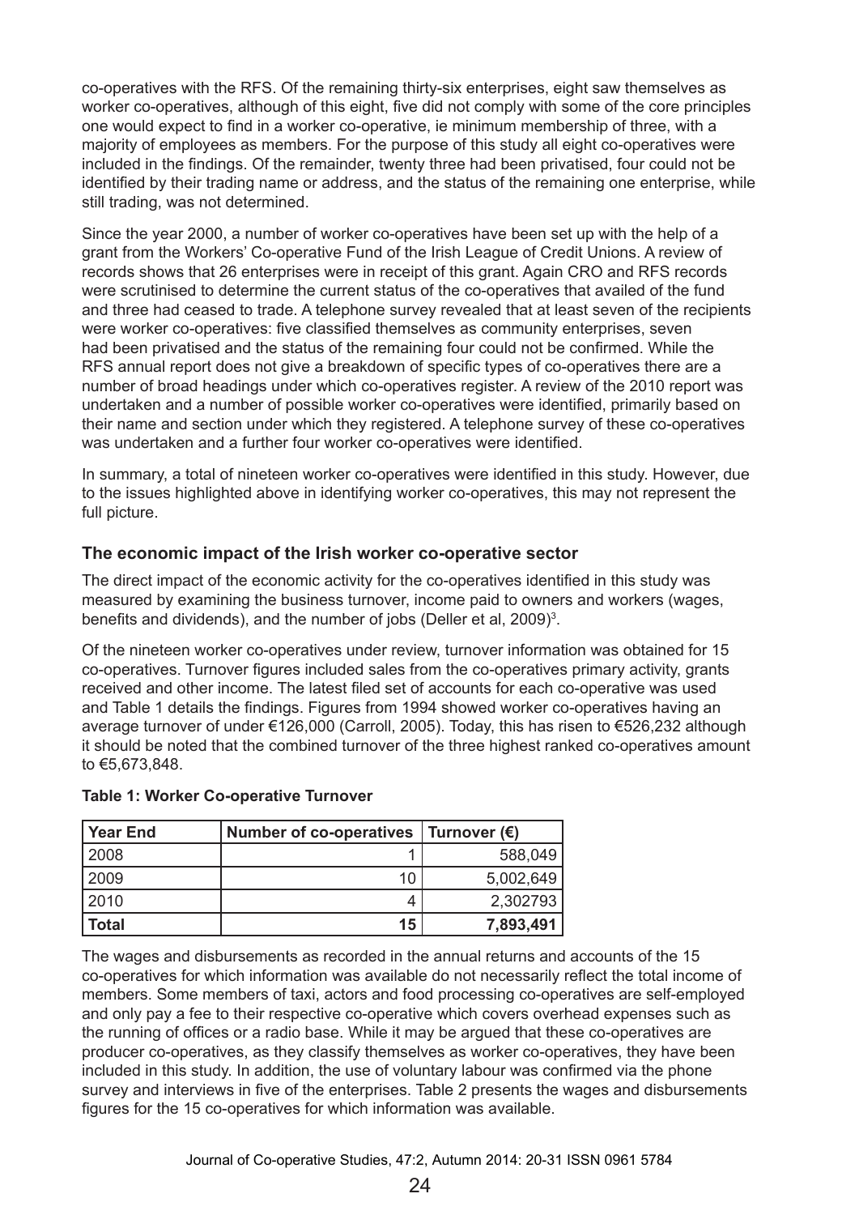co-operatives with the RFS. Of the remaining thirty-six enterprises, eight saw themselves as worker co-operatives, although of this eight, five did not comply with some of the core principles one would expect to find in a worker co-operative, ie minimum membership of three, with a majority of employees as members. For the purpose of this study all eight co-operatives were included in the findings. Of the remainder, twenty three had been privatised, four could not be identified by their trading name or address, and the status of the remaining one enterprise, while still trading, was not determined.

Since the year 2000, a number of worker co-operatives have been set up with the help of a grant from the Workers' Co-operative Fund of the Irish League of Credit Unions. A review of records shows that 26 enterprises were in receipt of this grant. Again CRO and RFS records were scrutinised to determine the current status of the co-operatives that availed of the fund and three had ceased to trade. A telephone survey revealed that at least seven of the recipients were worker co-operatives: five classified themselves as community enterprises, seven had been privatised and the status of the remaining four could not be confirmed. While the RFS annual report does not give a breakdown of specific types of co-operatives there are a number of broad headings under which co-operatives register. A review of the 2010 report was undertaken and a number of possible worker co-operatives were identified, primarily based on their name and section under which they registered. A telephone survey of these co-operatives was undertaken and a further four worker co-operatives were identified.

In summary, a total of nineteen worker co-operatives were identified in this study. However, due to the issues highlighted above in identifying worker co-operatives, this may not represent the full picture.

### The economic impact of the Irish worker co-operative sector

The direct impact of the economic activity for the co-operatives identified in this study was measured by examining the business turnover, income paid to owners and workers (wages, benefits and dividends), and the number of jobs (Deller et al, 2009)[3].

Of the nineteen worker co-operatives under review, turnover information was obtained for 15 co-operatives. Turnover figures included sales from the co-operatives primary activity, grants received and other income. The latest filed set of accounts for each co-operative was used and Table 1 details the findings. Figures from 1994 showed worker co-operatives having an average turnover of under €126,000 (Carroll, 2005). Today, this has risen to €526,232 although it should be noted that the combined turnover of the three highest ranked co-operatives amount to €5,673,848.

**Table 1: Worker Co-operative Turnover**

| Year End | Number of co-operatives | Turnover (€) |
|---|---|---|
| 2008 | 1 | 588,049 |
| 2009 | 10 | 5,002,649 |
| 2010 | 4 | 2,302793 |
| **Total** | **15** | **7,893,491** |

The wages and disbursements as recorded in the annual returns and accounts of the 15 co-operatives for which information was available do not necessarily reflect the total income of members. Some members of taxi, actors and food processing co-operatives are self-employed and only pay a fee to their respective co-operative which covers overhead expenses such as the running of offices or a radio base. While it may be argued that these co-operatives are producer co-operatives, as they classify themselves as worker co-operatives, they have been included in this study. In addition, the use of voluntary labour was confirmed via the phone survey and interviews in five of the enterprises. Table 2 presents the wages and disbursements figures for the 15 co-operatives for which information was available.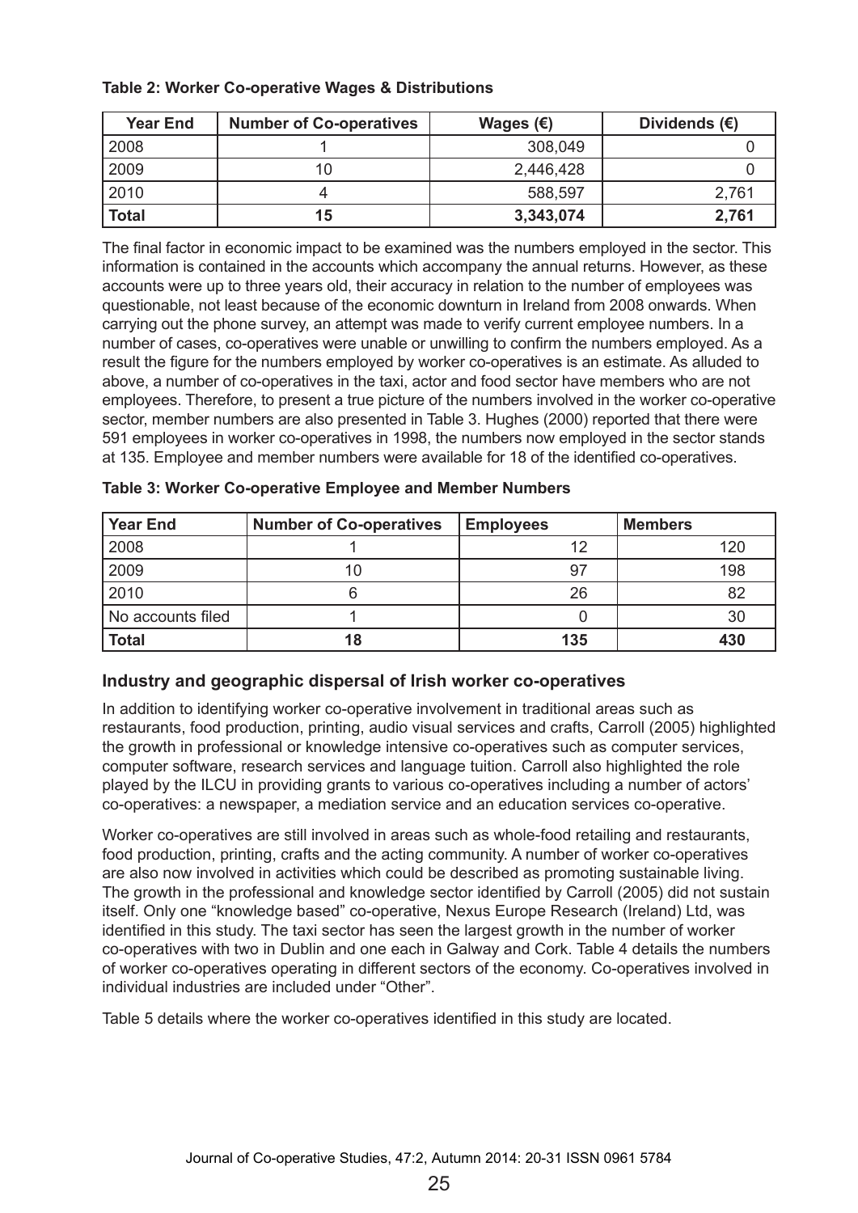**Table 2: Worker Co-operative Wages & Distributions**

| Year End | Number of Co-operatives | Wages (€) | Dividends (€) |
|---|---|---|---|
| 2008 | 1 | 308,049 | 0 |
| 2009 | 10 | 2,446,428 | 0 |
| 2010 | 4 | 588,597 | 2,761 |
| **Total** | **15** | **3,343,074** | **2,761** |

The final factor in economic impact to be examined was the numbers employed in the sector. This information is contained in the accounts which accompany the annual returns. However, as these accounts were up to three years old, their accuracy in relation to the number of employees was questionable, not least because of the economic downturn in Ireland from 2008 onwards. When carrying out the phone survey, an attempt was made to verify current employee numbers. In a number of cases, co-operatives were unable or unwilling to confirm the numbers employed. As a result the figure for the numbers employed by worker co-operatives is an estimate. As alluded to above, a number of co-operatives in the taxi, actor and food sector have members who are not employees. Therefore, to present a true picture of the numbers involved in the worker co-operative sector, member numbers are also presented in Table 3. Hughes (2000) reported that there were 591 employees in worker co-operatives in 1998, the numbers now employed in the sector stands at 135. Employee and member numbers were available for 18 of the identified co-operatives.

**Table 3: Worker Co-operative Employee and Member Numbers**

| Year End | Number of Co-operatives | Employees | Members |
|---|---|---|---|
| 2008 | 1 | 12 | 120 |
| 2009 | 10 | 97 | 198 |
| 2010 | 6 | 26 | 82 |
| No accounts filed | 1 | 0 | 30 |
| **Total** | **18** | **135** | **430** |

### Industry and geographic dispersal of Irish worker co-operatives

In addition to identifying worker co-operative involvement in traditional areas such as restaurants, food production, printing, audio visual services and crafts, Carroll (2005) highlighted the growth in professional or knowledge intensive co-operatives such as computer services, computer software, research services and language tuition. Carroll also highlighted the role played by the ILCU in providing grants to various co-operatives including a number of actors' co-operatives: a newspaper, a mediation service and an education services co-operative.

Worker co-operatives are still involved in areas such as whole-food retailing and restaurants, food production, printing, crafts and the acting community. A number of worker co-operatives are also now involved in activities which could be described as promoting sustainable living. The growth in the professional and knowledge sector identified by Carroll (2005) did not sustain itself. Only one "knowledge based" co-operative, Nexus Europe Research (Ireland) Ltd, was identified in this study. The taxi sector has seen the largest growth in the number of worker co-operatives with two in Dublin and one each in Galway and Cork. Table 4 details the numbers of worker co-operatives operating in different sectors of the economy. Co-operatives involved in individual industries are included under "Other".

Table 5 details where the worker co-operatives identified in this study are located.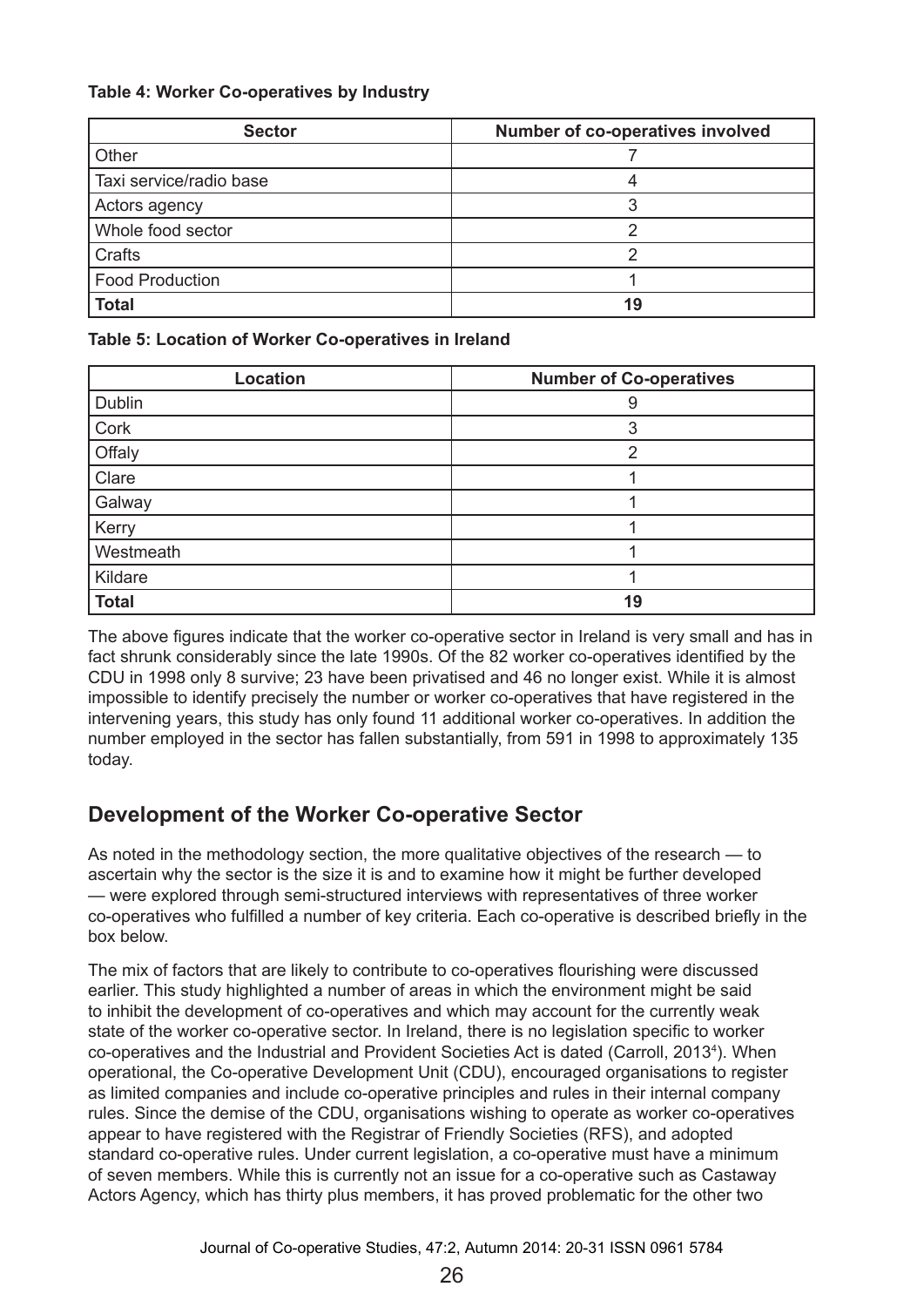**Table 4: Worker Co-operatives by Industry**

| Sector | Number of co-operatives involved |
| --- | --- |
| Other | 7 |
| Taxi service/radio base | 4 |
| Actors agency | 3 |
| Whole food sector | 2 |
| Crafts | 2 |
| Food Production | 1 |
| **Total** | **19** |

**Table 5: Location of Worker Co-operatives in Ireland**

| Location | Number of Co-operatives |
| --- | --- |
| Dublin | 9 |
| Cork | 3 |
| Offaly | 2 |
| Clare | 1 |
| Galway | 1 |
| Kerry | 1 |
| Westmeath | 1 |
| Kildare | 1 |
| **Total** | **19** |

The above figures indicate that the worker co-operative sector in Ireland is very small and has in fact shrunk considerably since the late 1990s. Of the 82 worker co-operatives identified by the CDU in 1998 only 8 survive; 23 have been privatised and 46 no longer exist. While it is almost impossible to identify precisely the number or worker co-operatives that have registered in the intervening years, this study has only found 11 additional worker co-operatives. In addition the number employed in the sector has fallen substantially, from 591 in 1998 to approximately 135 today.

## Development of the Worker Co-operative Sector

As noted in the methodology section, the more qualitative objectives of the research — to ascertain why the sector is the size it is and to examine how it might be further developed — were explored through semi-structured interviews with representatives of three worker co-operatives who fulfilled a number of key criteria. Each co-operative is described briefly in the box below.

The mix of factors that are likely to contribute to co-operatives flourishing were discussed earlier. This study highlighted a number of areas in which the environment might be said to inhibit the development of co-operatives and which may account for the currently weak state of the worker co-operative sector. In Ireland, there is no legislation specific to worker co-operatives and the Industrial and Provident Societies Act is dated (Carroll, 2013[4]). When operational, the Co-operative Development Unit (CDU), encouraged organisations to register as limited companies and include co-operative principles and rules in their internal company rules. Since the demise of the CDU, organisations wishing to operate as worker co-operatives appear to have registered with the Registrar of Friendly Societies (RFS), and adopted standard co-operative rules. Under current legislation, a co-operative must have a minimum of seven members. While this is currently not an issue for a co-operative such as Castaway Actors Agency, which has thirty plus members, it has proved problematic for the other two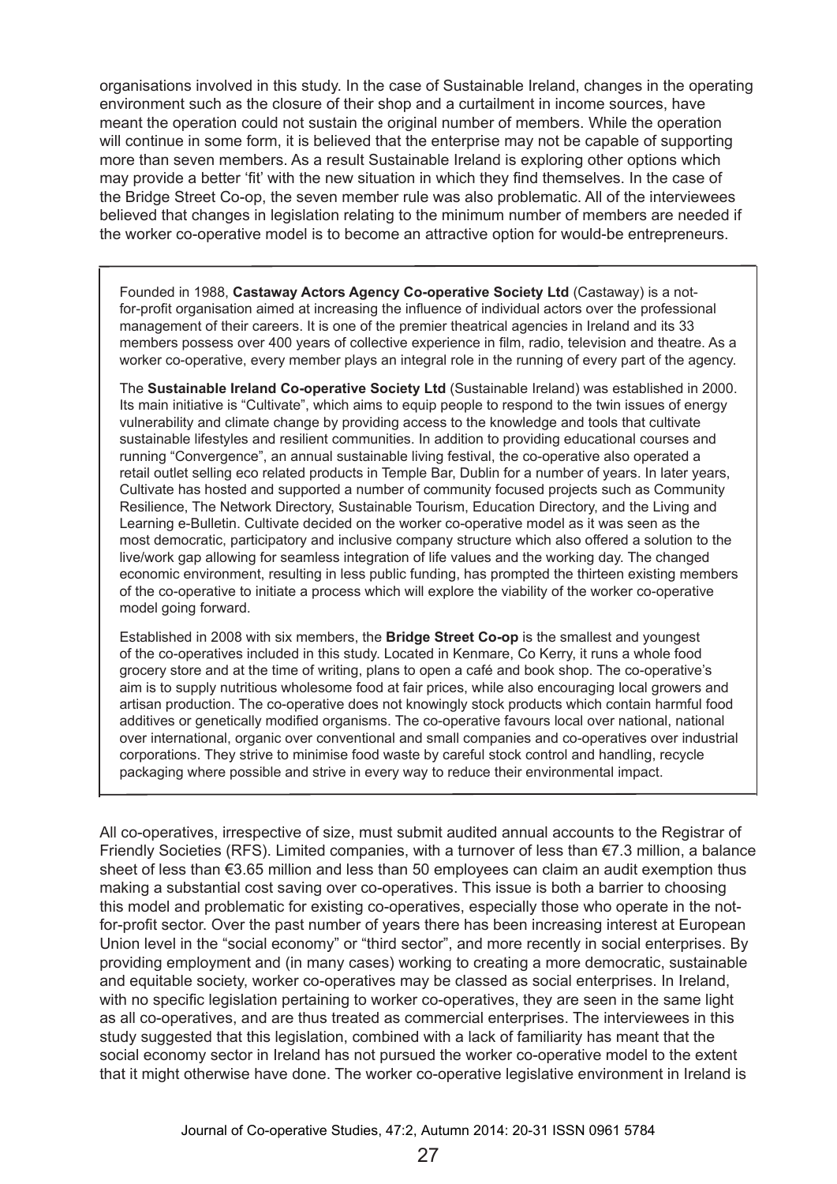organisations involved in this study. In the case of Sustainable Ireland, changes in the operating environment such as the closure of their shop and a curtailment in income sources, have meant the operation could not sustain the original number of members. While the operation will continue in some form, it is believed that the enterprise may not be capable of supporting more than seven members. As a result Sustainable Ireland is exploring other options which may provide a better 'fit' with the new situation in which they find themselves. In the case of the Bridge Street Co-op, the seven member rule was also problematic. All of the interviewees believed that changes in legislation relating to the minimum number of members are needed if the worker co-operative model is to become an attractive option for would-be entrepreneurs.

---

Founded in 1988, **Castaway Actors Agency Co-operative Society Ltd** (Castaway) is a not-for-profit organisation aimed at increasing the influence of individual actors over the professional management of their careers. It is one of the premier theatrical agencies in Ireland and its 33 members possess over 400 years of collective experience in film, radio, television and theatre. As a worker co-operative, every member plays an integral role in the running of every part of the agency.

The **Sustainable Ireland Co-operative Society Ltd** (Sustainable Ireland) was established in 2000. Its main initiative is "Cultivate", which aims to equip people to respond to the twin issues of energy vulnerability and climate change by providing access to the knowledge and tools that cultivate sustainable lifestyles and resilient communities. In addition to providing educational courses and running "Convergence", an annual sustainable living festival, the co-operative also operated a retail outlet selling eco related products in Temple Bar, Dublin for a number of years. In later years, Cultivate has hosted and supported a number of community focused projects such as Community Resilience, The Network Directory, Sustainable Tourism, Education Directory, and the Living and Learning e-Bulletin. Cultivate decided on the worker co-operative model as it was seen as the most democratic, participatory and inclusive company structure which also offered a solution to the live/work gap allowing for seamless integration of life values and the working day. The changed economic environment, resulting in less public funding, has prompted the thirteen existing members of the co-operative to initiate a process which will explore the viability of the worker co-operative model going forward.

Established in 2008 with six members, the **Bridge Street Co-op** is the smallest and youngest of the co-operatives included in this study. Located in Kenmare, Co Kerry, it runs a whole food grocery store and at the time of writing, plans to open a café and book shop. The co-operative's aim is to supply nutritious wholesome food at fair prices, while also encouraging local growers and artisan production. The co-operative does not knowingly stock products which contain harmful food additives or genetically modified organisms. The co-operative favours local over national, national over international, organic over conventional and small companies and co-operatives over industrial corporations. They strive to minimise food waste by careful stock control and handling, recycle packaging where possible and strive in every way to reduce their environmental impact.

---

All co-operatives, irrespective of size, must submit audited annual accounts to the Registrar of Friendly Societies (RFS). Limited companies, with a turnover of less than €7.3 million, a balance sheet of less than €3.65 million and less than 50 employees can claim an audit exemption thus making a substantial cost saving over co-operatives. This issue is both a barrier to choosing this model and problematic for existing co-operatives, especially those who operate in the not-for-profit sector. Over the past number of years there has been increasing interest at European Union level in the "social economy" or "third sector", and more recently in social enterprises. By providing employment and (in many cases) working to creating a more democratic, sustainable and equitable society, worker co-operatives may be classed as social enterprises. In Ireland, with no specific legislation pertaining to worker co-operatives, they are seen in the same light as all co-operatives, and are thus treated as commercial enterprises. The interviewees in this study suggested that this legislation, combined with a lack of familiarity has meant that the social economy sector in Ireland has not pursued the worker co-operative model to the extent that it might otherwise have done. The worker co-operative legislative environment in Ireland is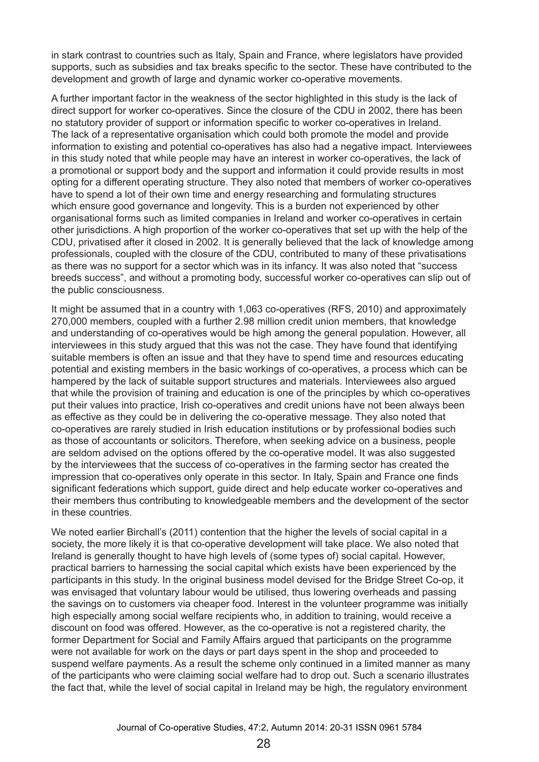in stark contrast to countries such as Italy, Spain and France, where legislators have provided supports, such as subsidies and tax breaks specific to the sector. These have contributed to the development and growth of large and dynamic worker co-operative movements.

A further important factor in the weakness of the sector highlighted in this study is the lack of direct support for worker co-operatives. Since the closure of the CDU in 2002, there has been no statutory provider of support or information specific to worker co-operatives in Ireland. The lack of a representative organisation which could both promote the model and provide information to existing and potential co-operatives has also had a negative impact. Interviewees in this study noted that while people may have an interest in worker co-operatives, the lack of a promotional or support body and the support and information it could provide results in most opting for a different operating structure. They also noted that members of worker co-operatives have to spend a lot of their own time and energy researching and formulating structures which ensure good governance and longevity. This is a burden not experienced by other organisational forms such as limited companies in Ireland and worker co-operatives in certain other jurisdictions. A high proportion of the worker co-operatives that set up with the help of the CDU, privatised after it closed in 2002. It is generally believed that the lack of knowledge among professionals, coupled with the closure of the CDU, contributed to many of these privatisations as there was no support for a sector which was in its infancy. It was also noted that "success breeds success", and without a promoting body, successful worker co-operatives can slip out of the public consciousness.

It might be assumed that in a country with 1,063 co-operatives (RFS, 2010) and approximately 270,000 members, coupled with a further 2.98 million credit union members, that knowledge and understanding of co-operatives would be high among the general population. However, all interviewees in this study argued that this was not the case. They have found that identifying suitable members is often an issue and that they have to spend time and resources educating potential and existing members in the basic workings of co-operatives, a process which can be hampered by the lack of suitable support structures and materials. Interviewees also argued that while the provision of training and education is one of the principles by which co-operatives put their values into practice, Irish co-operatives and credit unions have not been always been as effective as they could be in delivering the co-operative message. They also noted that co-operatives are rarely studied in Irish education institutions or by professional bodies such as those of accountants or solicitors. Therefore, when seeking advice on a business, people are seldom advised on the options offered by the co-operative model. It was also suggested by the interviewees that the success of co-operatives in the farming sector has created the impression that co-operatives only operate in this sector. In Italy, Spain and France one finds significant federations which support, guide direct and help educate worker co-operatives and their members thus contributing to knowledgeable members and the development of the sector in these countries.

We noted earlier Birchall's (2011) contention that the higher the levels of social capital in a society, the more likely it is that co-operative development will take place. We also noted that Ireland is generally thought to have high levels of (some types of) social capital. However, practical barriers to harnessing the social capital which exists have been experienced by the participants in this study. In the original business model devised for the Bridge Street Co-op, it was envisaged that voluntary labour would be utilised, thus lowering overheads and passing the savings on to customers via cheaper food. Interest in the volunteer programme was initially high especially among social welfare recipients who, in addition to training, would receive a discount on food was offered. However, as the co-operative is not a registered charity, the former Department for Social and Family Affairs argued that participants on the programme were not available for work on the days or part days spent in the shop and proceeded to suspend welfare payments. As a result the scheme only continued in a limited manner as many of the participants who were claiming social welfare had to drop out. Such a scenario illustrates the fact that, while the level of social capital in Ireland may be high, the regulatory environment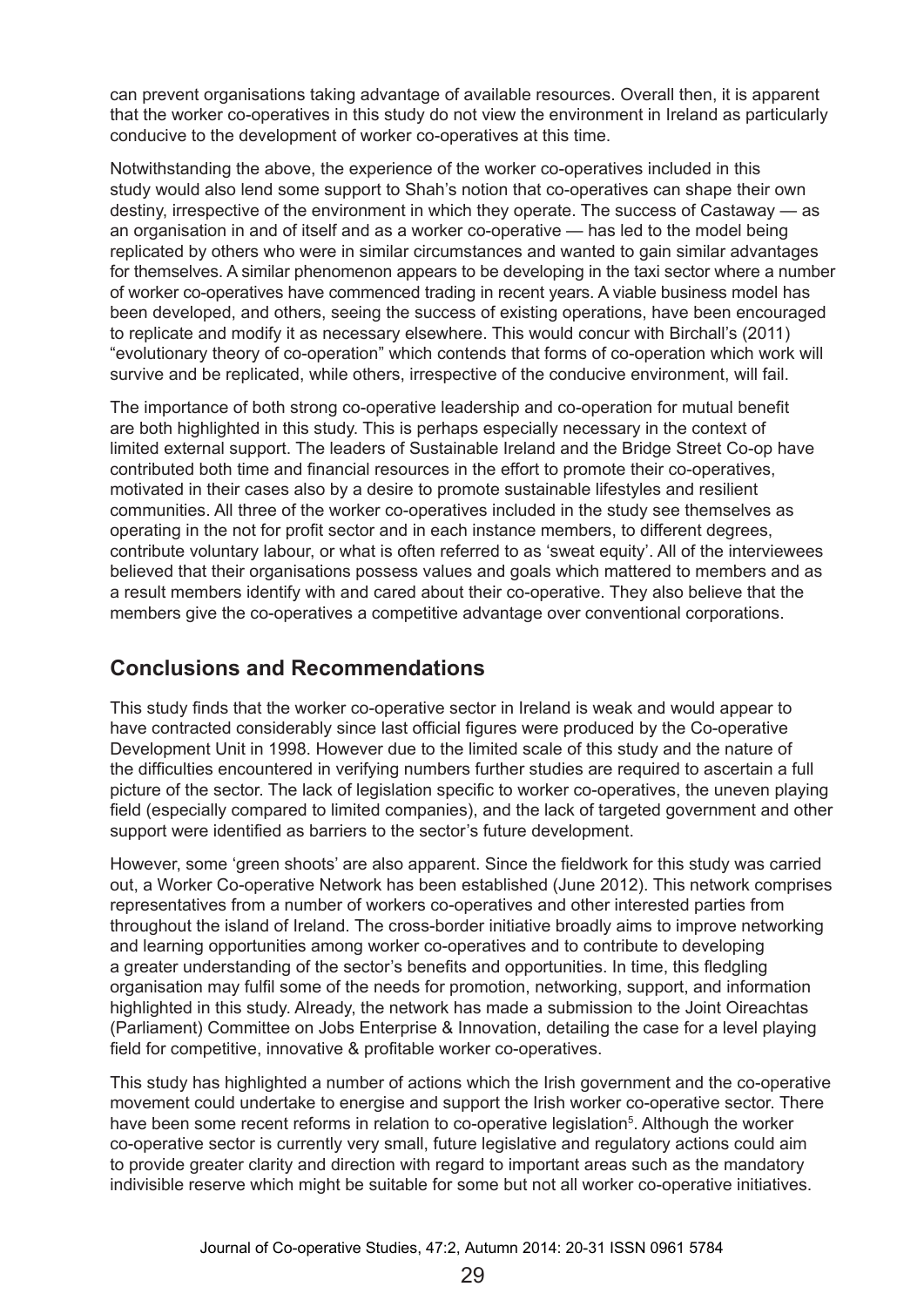can prevent organisations taking advantage of available resources. Overall then, it is apparent that the worker co-operatives in this study do not view the environment in Ireland as particularly conducive to the development of worker co-operatives at this time.

Notwithstanding the above, the experience of the worker co-operatives included in this study would also lend some support to Shah's notion that co-operatives can shape their own destiny, irrespective of the environment in which they operate. The success of Castaway — as an organisation in and of itself and as a worker co-operative — has led to the model being replicated by others who were in similar circumstances and wanted to gain similar advantages for themselves. A similar phenomenon appears to be developing in the taxi sector where a number of worker co-operatives have commenced trading in recent years. A viable business model has been developed, and others, seeing the success of existing operations, have been encouraged to replicate and modify it as necessary elsewhere. This would concur with Birchall's (2011) "evolutionary theory of co-operation" which contends that forms of co-operation which work will survive and be replicated, while others, irrespective of the conducive environment, will fail.

The importance of both strong co-operative leadership and co-operation for mutual benefit are both highlighted in this study. This is perhaps especially necessary in the context of limited external support. The leaders of Sustainable Ireland and the Bridge Street Co-op have contributed both time and financial resources in the effort to promote their co-operatives, motivated in their cases also by a desire to promote sustainable lifestyles and resilient communities. All three of the worker co-operatives included in the study see themselves as operating in the not for profit sector and in each instance members, to different degrees, contribute voluntary labour, or what is often referred to as 'sweat equity'. All of the interviewees believed that their organisations possess values and goals which mattered to members and as a result members identify with and cared about their co-operative. They also believe that the members give the co-operatives a competitive advantage over conventional corporations.

## Conclusions and Recommendations

This study finds that the worker co-operative sector in Ireland is weak and would appear to have contracted considerably since last official figures were produced by the Co-operative Development Unit in 1998. However due to the limited scale of this study and the nature of the difficulties encountered in verifying numbers further studies are required to ascertain a full picture of the sector. The lack of legislation specific to worker co-operatives, the uneven playing field (especially compared to limited companies), and the lack of targeted government and other support were identified as barriers to the sector's future development.

However, some 'green shoots' are also apparent. Since the fieldwork for this study was carried out, a Worker Co-operative Network has been established (June 2012). This network comprises representatives from a number of workers co-operatives and other interested parties from throughout the island of Ireland. The cross-border initiative broadly aims to improve networking and learning opportunities among worker co-operatives and to contribute to developing a greater understanding of the sector's benefits and opportunities. In time, this fledgling organisation may fulfil some of the needs for promotion, networking, support, and information highlighted in this study. Already, the network has made a submission to the Joint Oireachtas (Parliament) Committee on Jobs Enterprise & Innovation, detailing the case for a level playing field for competitive, innovative & profitable worker co-operatives.

This study has highlighted a number of actions which the Irish government and the co-operative movement could undertake to energise and support the Irish worker co-operative sector. There have been some recent reforms in relation to co-operative legislation[5]. Although the worker co-operative sector is currently very small, future legislative and regulatory actions could aim to provide greater clarity and direction with regard to important areas such as the mandatory indivisible reserve which might be suitable for some but not all worker co-operative initiatives.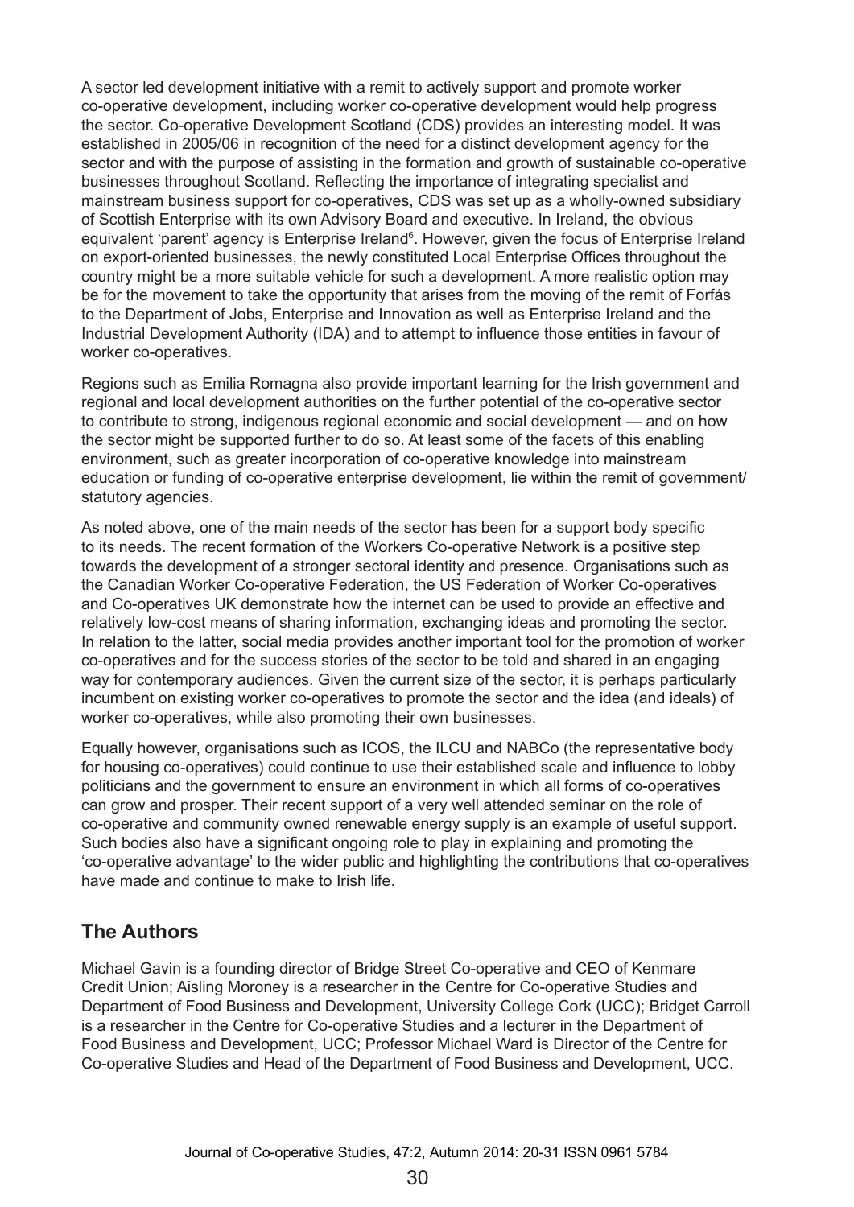A sector led development initiative with a remit to actively support and promote worker co-operative development, including worker co-operative development would help progress the sector. Co-operative Development Scotland (CDS) provides an interesting model. It was established in 2005/06 in recognition of the need for a distinct development agency for the sector and with the purpose of assisting in the formation and growth of sustainable co-operative businesses throughout Scotland. Reflecting the importance of integrating specialist and mainstream business support for co-operatives, CDS was set up as a wholly-owned subsidiary of Scottish Enterprise with its own Advisory Board and executive. In Ireland, the obvious equivalent 'parent' agency is Enterprise Ireland[6]. However, given the focus of Enterprise Ireland on export-oriented businesses, the newly constituted Local Enterprise Offices throughout the country might be a more suitable vehicle for such a development. A more realistic option may be for the movement to take the opportunity that arises from the moving of the remit of Forfás to the Department of Jobs, Enterprise and Innovation as well as Enterprise Ireland and the Industrial Development Authority (IDA) and to attempt to influence those entities in favour of worker co-operatives.

Regions such as Emilia Romagna also provide important learning for the Irish government and regional and local development authorities on the further potential of the co-operative sector to contribute to strong, indigenous regional economic and social development — and on how the sector might be supported further to do so. At least some of the facets of this enabling environment, such as greater incorporation of co-operative knowledge into mainstream education or funding of co-operative enterprise development, lie within the remit of government/statutory agencies.

As noted above, one of the main needs of the sector has been for a support body specific to its needs. The recent formation of the Workers Co-operative Network is a positive step towards the development of a stronger sectoral identity and presence. Organisations such as the Canadian Worker Co-operative Federation, the US Federation of Worker Co-operatives and Co-operatives UK demonstrate how the internet can be used to provide an effective and relatively low-cost means of sharing information, exchanging ideas and promoting the sector. In relation to the latter, social media provides another important tool for the promotion of worker co-operatives and for the success stories of the sector to be told and shared in an engaging way for contemporary audiences. Given the current size of the sector, it is perhaps particularly incumbent on existing worker co-operatives to promote the sector and the idea (and ideals) of worker co-operatives, while also promoting their own businesses.

Equally however, organisations such as ICOS, the ILCU and NABCo (the representative body for housing co-operatives) could continue to use their established scale and influence to lobby politicians and the government to ensure an environment in which all forms of co-operatives can grow and prosper. Their recent support of a very well attended seminar on the role of co-operative and community owned renewable energy supply is an example of useful support. Such bodies also have a significant ongoing role to play in explaining and promoting the 'co-operative advantage' to the wider public and highlighting the contributions that co-operatives have made and continue to make to Irish life.

## The Authors

Michael Gavin is a founding director of Bridge Street Co-operative and CEO of Kenmare Credit Union; Aisling Moroney is a researcher in the Centre for Co-operative Studies and Department of Food Business and Development, University College Cork (UCC); Bridget Carroll is a researcher in the Centre for Co-operative Studies and a lecturer in the Department of Food Business and Development, UCC; Professor Michael Ward is Director of the Centre for Co-operative Studies and Head of the Department of Food Business and Development, UCC.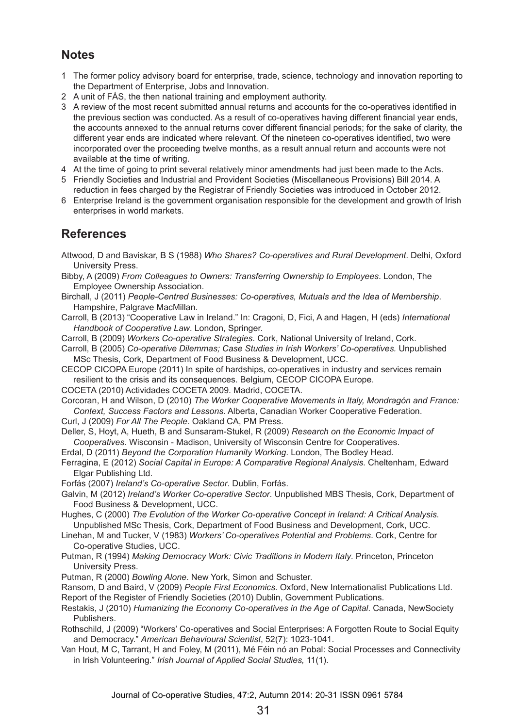## Notes

1. The former policy advisory board for enterprise, trade, science, technology and innovation reporting to the Department of Enterprise, Jobs and Innovation.
2. A unit of FÁS, the then national training and employment authority.
3. A review of the most recent submitted annual returns and accounts for the co-operatives identified in the previous section was conducted. As a result of co-operatives having different financial year ends, the accounts annexed to the annual returns cover different financial periods; for the sake of clarity, the different year ends are indicated where relevant. Of the nineteen co-operatives identified, two were incorporated over the proceeding twelve months, as a result annual return and accounts were not available at the time of writing.
4. At the time of going to print several relatively minor amendments had just been made to the Acts.
5. Friendly Societies and Industrial and Provident Societies (Miscellaneous Provisions) Bill 2014. A reduction in fees charged by the Registrar of Friendly Societies was introduced in October 2012.
6. Enterprise Ireland is the government organisation responsible for the development and growth of Irish enterprises in world markets.

## References

Attwood, D and Baviskar, B S (1988) *Who Shares? Co-operatives and Rural Development*. Delhi, Oxford University Press.

Bibby, A (2009) *From Colleagues to Owners: Transferring Ownership to Employees*. London, The Employee Ownership Association.

Birchall, J (2011) *People-Centred Businesses: Co-operatives, Mutuals and the Idea of Membership*. Hampshire, Palgrave MacMillan.

Carroll, B (2013) "Cooperative Law in Ireland." In: Cragoni, D, Fici, A and Hagen, H (eds) *International Handbook of Cooperative Law*. London, Springer.

Carroll, B (2009) *Workers Co-operative Strategies*. Cork, National University of Ireland, Cork.

Carroll, B (2005) *Co-operative Dilemmas; Case Studies in Irish Workers' Co-operatives.* Unpublished MSc Thesis, Cork, Department of Food Business & Development, UCC.

CECOP CICOPA Europe (2011) In spite of hardships, co-operatives in industry and services remain resilient to the crisis and its consequences. Belgium, CECOP CICOPA Europe.

COCETA (2010) Actividades COCETA 2009. Madrid, COCETA.

Corcoran, H and Wilson, D (2010) *The Worker Cooperative Movements in Italy, Mondragón and France: Context, Success Factors and Lessons*. Alberta, Canadian Worker Cooperative Federation.

Curl, J (2009) *For All The People*. Oakland CA, PM Press.

Deller, S, Hoyt, A, Hueth, B and Sunsaram-Stukel, R (2009) *Research on the Economic Impact of Cooperatives*. Wisconsin - Madison, University of Wisconsin Centre for Cooperatives.

Erdal, D (2011) *Beyond the Corporation Humanity Working*. London, The Bodley Head.

Ferragina, E (2012) *Social Capital in Europe: A Comparative Regional Analysis*. Cheltenham, Edward Elgar Publishing Ltd.

Forfás (2007) *Ireland's Co-operative Sector*. Dublin, Forfás.

Galvin, M (2012) *Ireland's Worker Co-operative Sector*. Unpublished MBS Thesis, Cork, Department of Food Business & Development, UCC.

Hughes, C (2000) *The Evolution of the Worker Co-operative Concept in Ireland: A Critical Analysis*. Unpublished MSc Thesis, Cork, Department of Food Business and Development, Cork, UCC.

Linehan, M and Tucker, V (1983) *Workers' Co-operatives Potential and Problems*. Cork, Centre for Co-operative Studies, UCC.

Putman, R (1994) *Making Democracy Work: Civic Traditions in Modern Italy*. Princeton, Princeton University Press.

Putman, R (2000) *Bowling Alone*. New York, Simon and Schuster.

Ransom, D and Baird, V (2009) *People First Economics*. Oxford, New Internationalist Publications Ltd.

Report of the Register of Friendly Societies (2010) Dublin, Government Publications.

Restakis, J (2010) *Humanizing the Economy Co-operatives in the Age of Capital*. Canada, NewSociety Publishers.

Rothschild, J (2009) "Workers' Co-operatives and Social Enterprises: A Forgotten Route to Social Equity and Democracy." *American Behavioural Scientist*, 52(7): 1023-1041.

Van Hout, M C, Tarrant, H and Foley, M (2011), Mé Féin nó an Pobal: Social Processes and Connectivity in Irish Volunteering." *Irish Journal of Applied Social Studies,* 11(1).